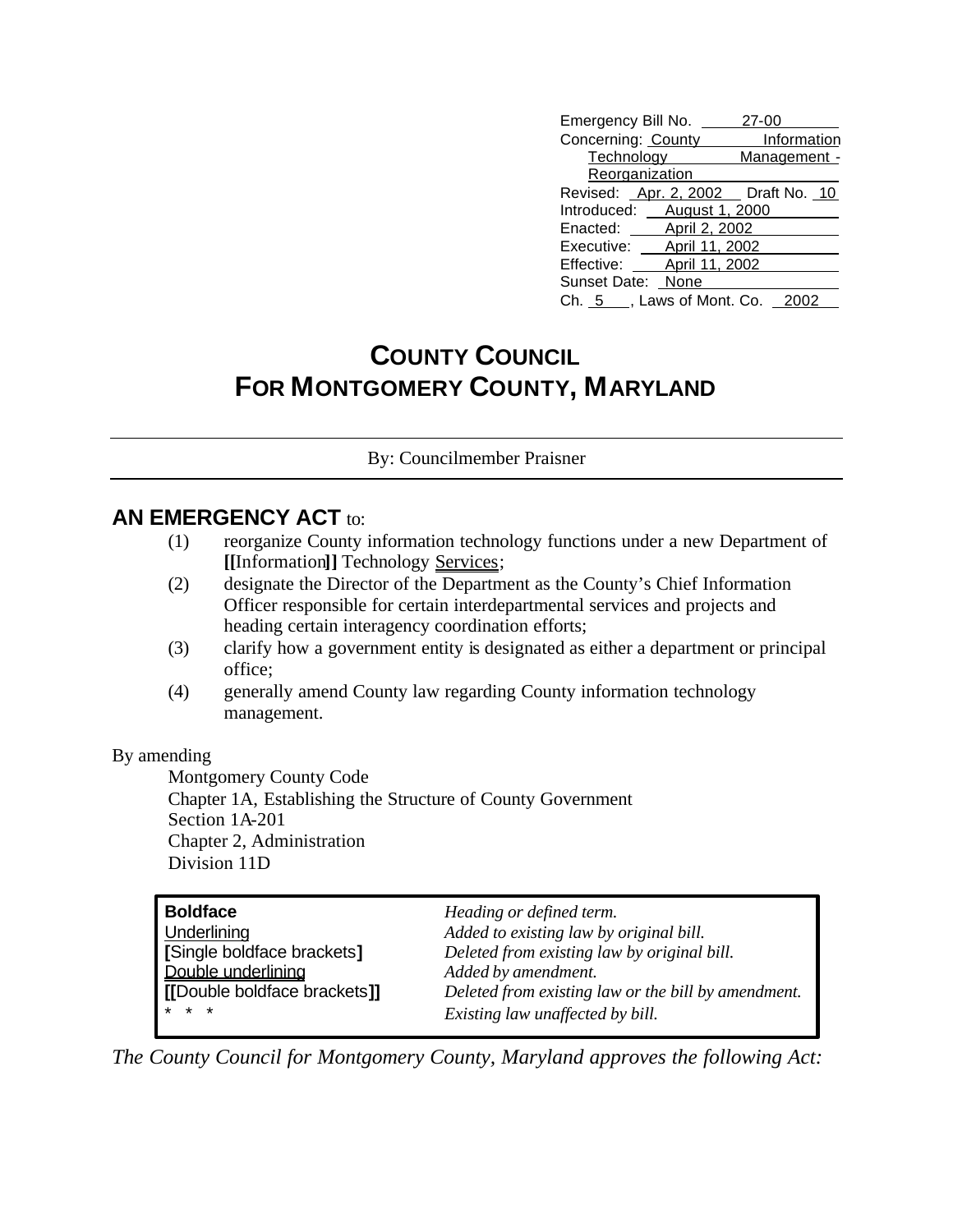Emergency Bill No. 27-00
Concerning: County Information Technology Management - Reorganization
Revised: Apr. 2, 2002 Draft No. 10
Introduced: August 1, 2000
Enacted: April 2, 2002
Executive: April 11, 2002
Effective: April 11, 2002
Sunset Date: None
Ch. 5, Laws of Mont. Co. 2002

# COUNTY COUNCIL FOR MONTGOMERY COUNTY, MARYLAND

By: Councilmember Praisner

## AN EMERGENCY ACT to:

(1) reorganize County information technology functions under a new Department of **[[**Information**]]** Technology Services;

(2) designate the Director of the Department as the County's Chief Information Officer responsible for certain interdepartmental services and projects and heading certain interagency coordination efforts;

(3) clarify how a government entity is designated as either a department or principal office;

(4) generally amend County law regarding County information technology management.

By amending

Montgomery County Code
Chapter 1A, Establishing the Structure of County Government
Section 1A-201
Chapter 2, Administration
Division 11D

| | |
|---|---|
| **Boldface** | *Heading or defined term.* |
| Underlining | *Added to existing law by original bill.* |
| **[**Single boldface brackets**]** | *Deleted from existing law by original bill.* |
| Double underlining | *Added by amendment.* |
| **[[**Double boldface brackets**]]** | *Deleted from existing law or the bill by amendment.* |
| * * * | *Existing law unaffected by bill.* |

*The County Council for Montgomery County, Maryland approves the following Act:*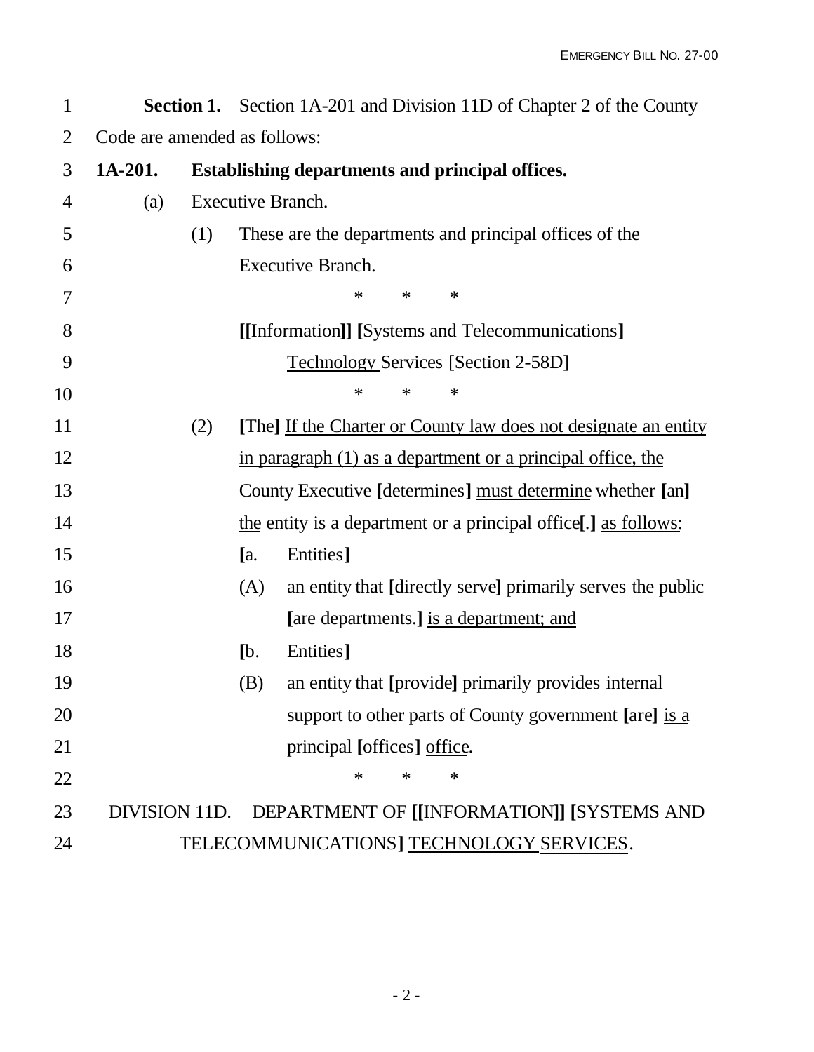**Section 1.** Section 1A-201 and Division 11D of Chapter 2 of the County Code are amended as follows:

**1A-201. Establishing departments and principal offices.**

(a) Executive Branch.

(1) These are the departments and principal offices of the Executive Branch.

\* \* \*

[[Information]] [Systems and Telecommunications] Technology Services [Section 2-58D]

\* \* \*

(2) [The] If the Charter or County law does not designate an entity in paragraph (1) as a department or a principal office, the County Executive [determines] must determine whether [an] the entity is a department or a principal office[.] as follows:

[a. Entities]

(A) an entity that [directly serve] primarily serves the public [are departments.] is a department; and

[b. Entities]

(B) an entity that [provide] primarily provides internal support to other parts of County government [are] is a principal [offices] office.

\* \* \*

DIVISION 11D. DEPARTMENT OF [[INFORMATION]] [SYSTEMS AND TELECOMMUNICATIONS] TECHNOLOGY SERVICES.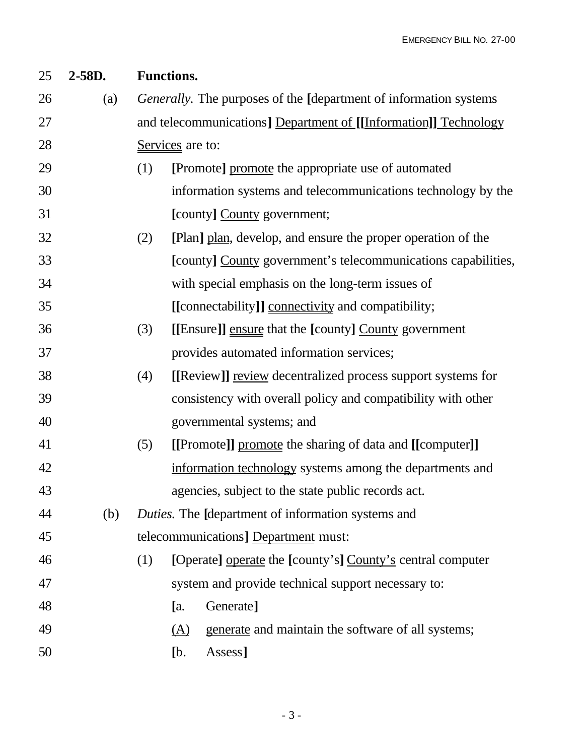25 **2-58D. Functions.**

26 (a) *Generally.* The purposes of the **[**department of information systems

27 and telecommunications**]** <u>Department of</u> **[[**<u>Information</u>**]]** <u>Technology</u>

28 <u>Services</u> are to:

29 (1) **[**Promote**]** <u>promote</u> the appropriate use of automated

30 information systems and telecommunications technology by the

31 **[**county**]** <u>County</u> government;

32 (2) **[**Plan**]** <u>plan</u>, develop, and ensure the proper operation of the

33 **[**county**]** <u>County</u> government's telecommunications capabilities,

34 with special emphasis on the long-term issues of

35 **[[**connectability**]]** <u>connectivity</u> and compatibility;

36 (3) **[[**Ensure**]]** <u>ensure</u> that the **[**county**]** <u>County</u> government

37 provides automated information services;

38 (4) **[[**Review**]]** <u>review</u> decentralized process support systems for

39 consistency with overall policy and compatibility with other

40 governmental systems; and

41 (5) **[[**Promote**]]** <u>promote</u> the sharing of data and **[[**computer**]]**

42 <u>information technology</u> systems among the departments and

43 agencies, subject to the state public records act.

44 (b) *Duties.* The **[**department of information systems and

45 telecommunications**]** <u>Department</u> must:

46 (1) **[**Operate**]** <u>operate</u> the **[**county's**]** <u>County's</u> central computer

47 system and provide technical support necessary to:

48 **[**a. Generate**]**

49 <u>(A)</u> <u>generate</u> and maintain the software of all systems;

50 **[**b. Assess**]**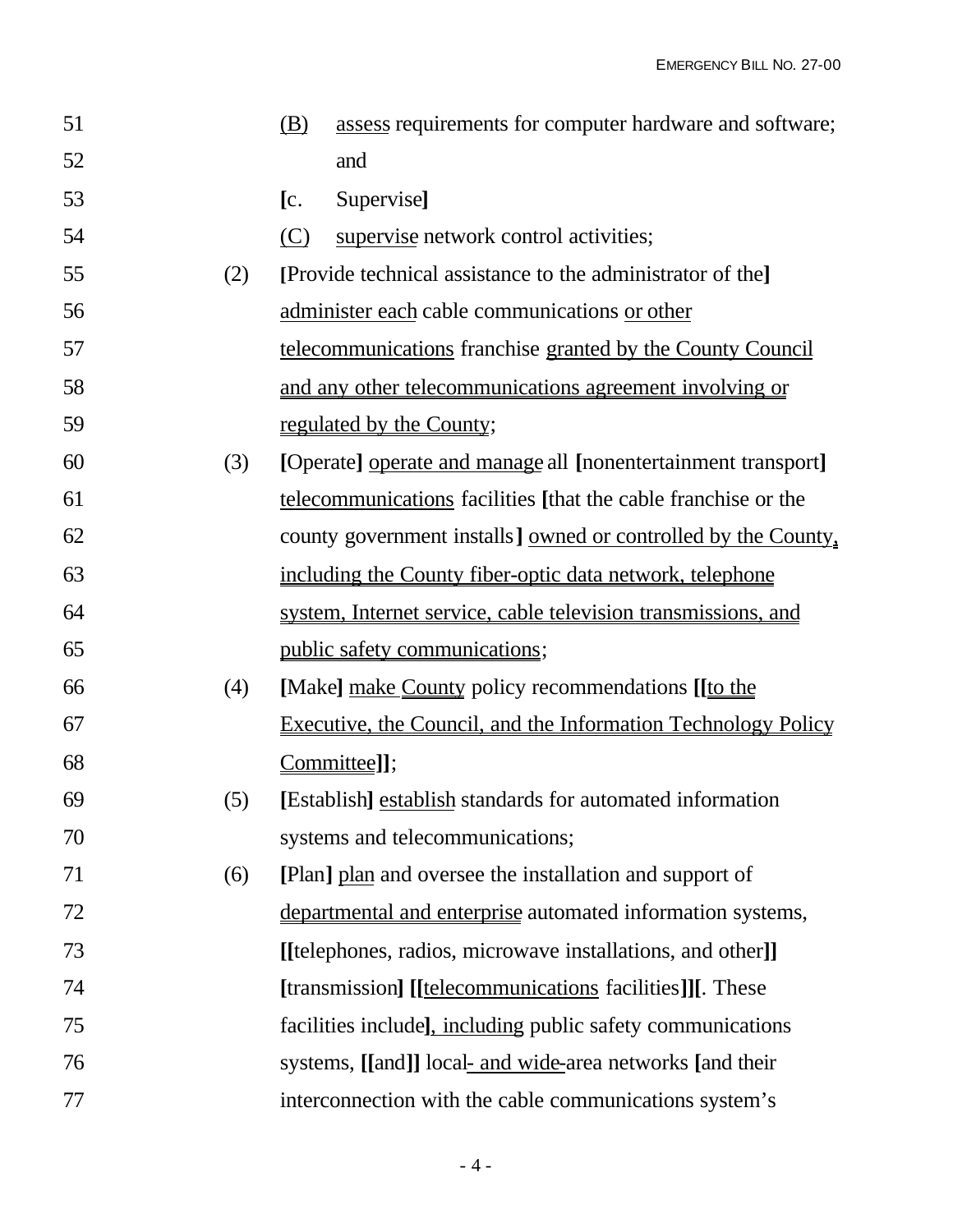51 (B) assess requirements for computer hardware and software;
52 and
53 [c. Supervise]
54 (C) supervise network control activities;
55 (2) [Provide technical assistance to the administrator of the]
56 administer each cable communications or other
57 telecommunications franchise granted by the County Council
58 and any other telecommunications agreement involving or
59 regulated by the County;
60 (3) [Operate] operate and manage all [nonentertainment transport]
61 telecommunications facilities [that the cable franchise or the
62 county government installs] owned or controlled by the County,
63 including the County fiber-optic data network, telephone
64 system, Internet service, cable television transmissions, and
65 public safety communications;
66 (4) [Make] make County policy recommendations [[to the
67 Executive, the Council, and the Information Technology Policy
68 Committee]];
69 (5) [Establish] establish standards for automated information
70 systems and telecommunications;
71 (6) [Plan] plan and oversee the installation and support of
72 departmental and enterprise automated information systems,
73 [[telephones, radios, microwave installations, and other]]
74 [transmission] [[telecommunications facilities]][. These
75 facilities include], including public safety communications
76 systems, [[and]] local- and wide-area networks [and their
77 interconnection with the cable communications system's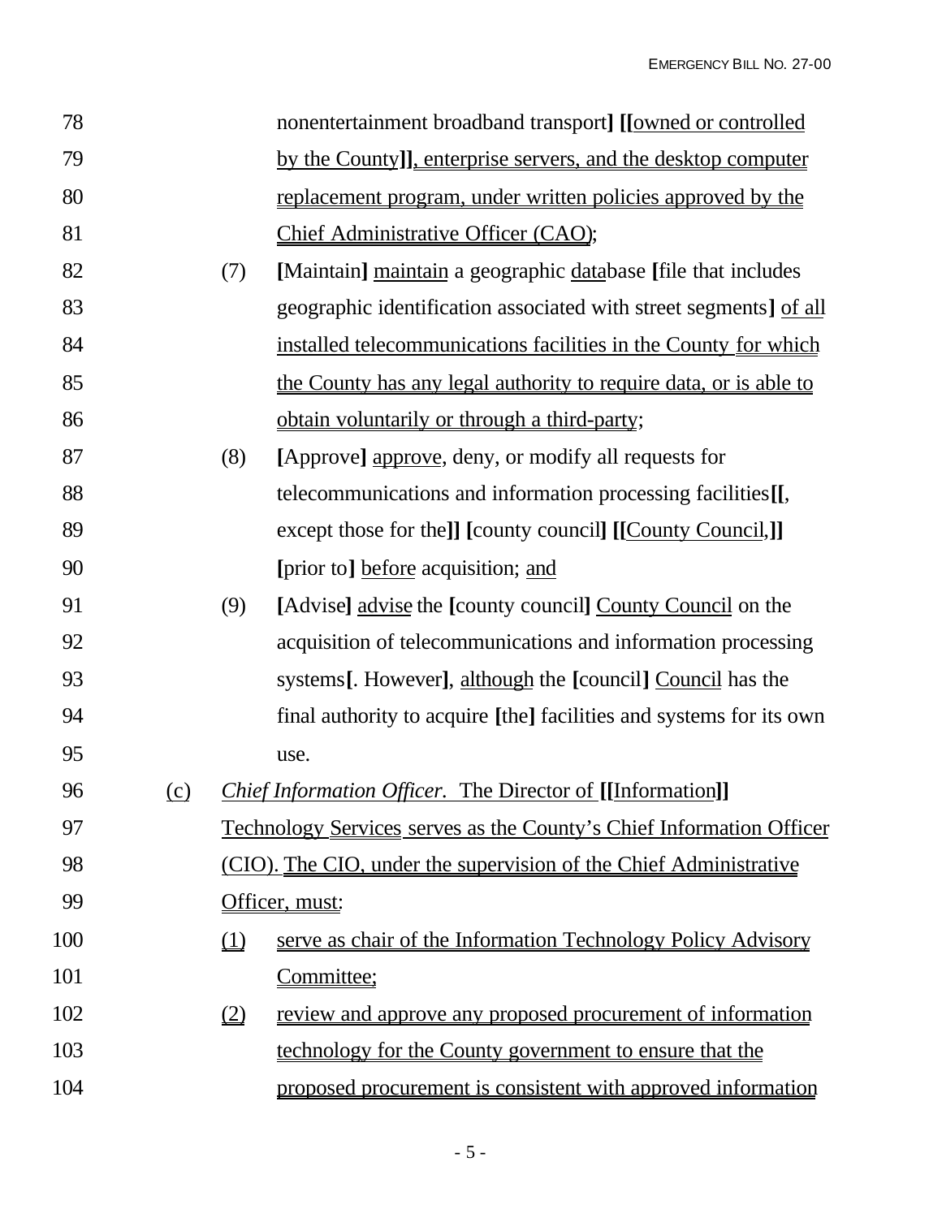78 nonentertainment broadband transport**]** **[[**owned or controlled

79 by the County**]]**, enterprise servers, and the desktop computer

80 replacement program, under written policies approved by the

81 Chief Administrative Officer (CAO);

82 (7) **[**Maintain**]** maintain a geographic database **[**file that includes

83 geographic identification associated with street segments**]** of all

84 installed telecommunications facilities in the County for which

85 the County has any legal authority to require data, or is able to

86 obtain voluntarily or through a third-party;

87 (8) **[**Approve**]** approve, deny, or modify all requests for

88 telecommunications and information processing facilities**[[**,

89 except those for the**]]** **[**county council**]** **[[**County Council,**]]**

90 **[**prior to**]** before acquisition; and

91 (9) **[**Advise**]** advise the **[**county council**]** County Council on the

92 acquisition of telecommunications and information processing

93 systems**[**. However**]**, although the **[**council**]** Council has the

94 final authority to acquire **[**the**]** facilities and systems for its own

95 use.

96 (c) *Chief Information Officer.* The Director of **[[**Information**]]**

97 Technology Services serves as the County's Chief Information Officer

98 (CIO). The CIO, under the supervision of the Chief Administrative

99 Officer, must:

100 (1) serve as chair of the Information Technology Policy Advisory

101 Committee;

102 (2) review and approve any proposed procurement of information

103 technology for the County government to ensure that the

104 proposed procurement is consistent with approved information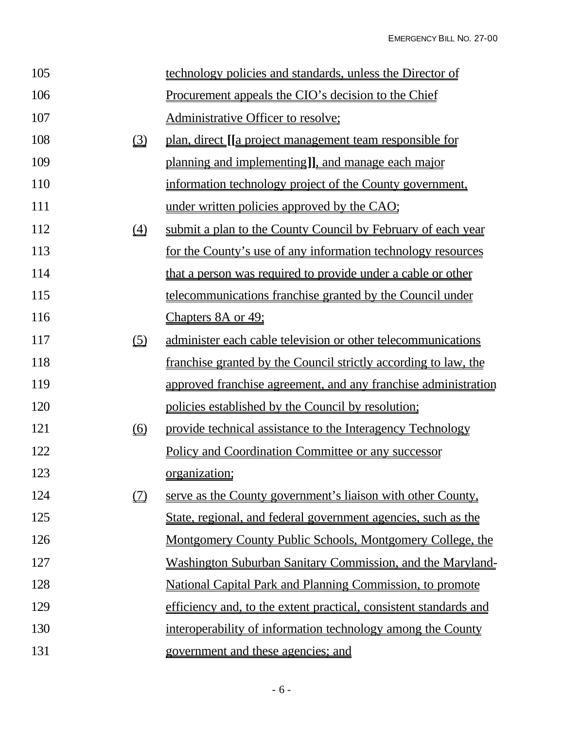105 technology policies and standards, unless the Director of
106 Procurement appeals the CIO's decision to the Chief
107 Administrative Officer to resolve;

108 (3) plan, direct **[[**a project management team responsible for
109 planning and implementing**]]**, and manage each major
110 information technology project of the County government,
111 under written policies approved by the CAO;

112 (4) submit a plan to the County Council by February of each year
113 for the County's use of any information technology resources
114 that a person was required to provide under a cable or other
115 telecommunications franchise granted by the Council under
116 Chapters 8A or 49;

117 (5) administer each cable television or other telecommunications
118 franchise granted by the Council strictly according to law, the
119 approved franchise agreement, and any franchise administration
120 policies established by the Council by resolution;

121 (6) provide technical assistance to the Interagency Technology
122 Policy and Coordination Committee or any successor
123 organization;

124 (7) serve as the County government's liaison with other County,
125 State, regional, and federal government agencies, such as the
126 Montgomery County Public Schools, Montgomery College, the
127 Washington Suburban Sanitary Commission, and the Maryland-
128 National Capital Park and Planning Commission, to promote
129 efficiency and, to the extent practical, consistent standards and
130 interoperability of information technology among the County
131 government and these agencies; and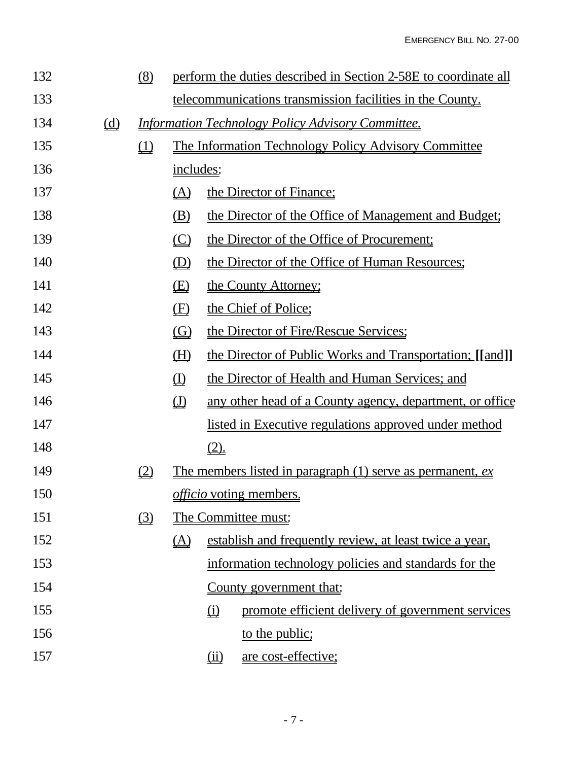132 (8) perform the duties described in Section 2-58E to coordinate all

133 telecommunications transmission facilities in the County.

134 (d) *Information Technology Policy Advisory Committee.*

135 (1) The Information Technology Policy Advisory Committee

136 includes:

137 (A) the Director of Finance;

138 (B) the Director of the Office of Management and Budget;

139 (C) the Director of the Office of Procurement;

140 (D) the Director of the Office of Human Resources;

141 (E) the County Attorney;

142 (F) the Chief of Police;

143 (G) the Director of Fire/Rescue Services;

144 (H) the Director of Public Works and Transportation; **[[**and**]]**

145 (I) the Director of Health and Human Services; and

146 (J) any other head of a County agency, department, or office

147 listed in Executive regulations approved under method

148 (2).

149 (2) The members listed in paragraph (1) serve as permanent, *ex*

150 *officio* voting members.

151 (3) The Committee must:

152 (A) establish and frequently review, at least twice a year,

153 information technology policies and standards for the

154 County government that:

155 (i) promote efficient delivery of government services

156 to the public;

157 (ii) are cost-effective;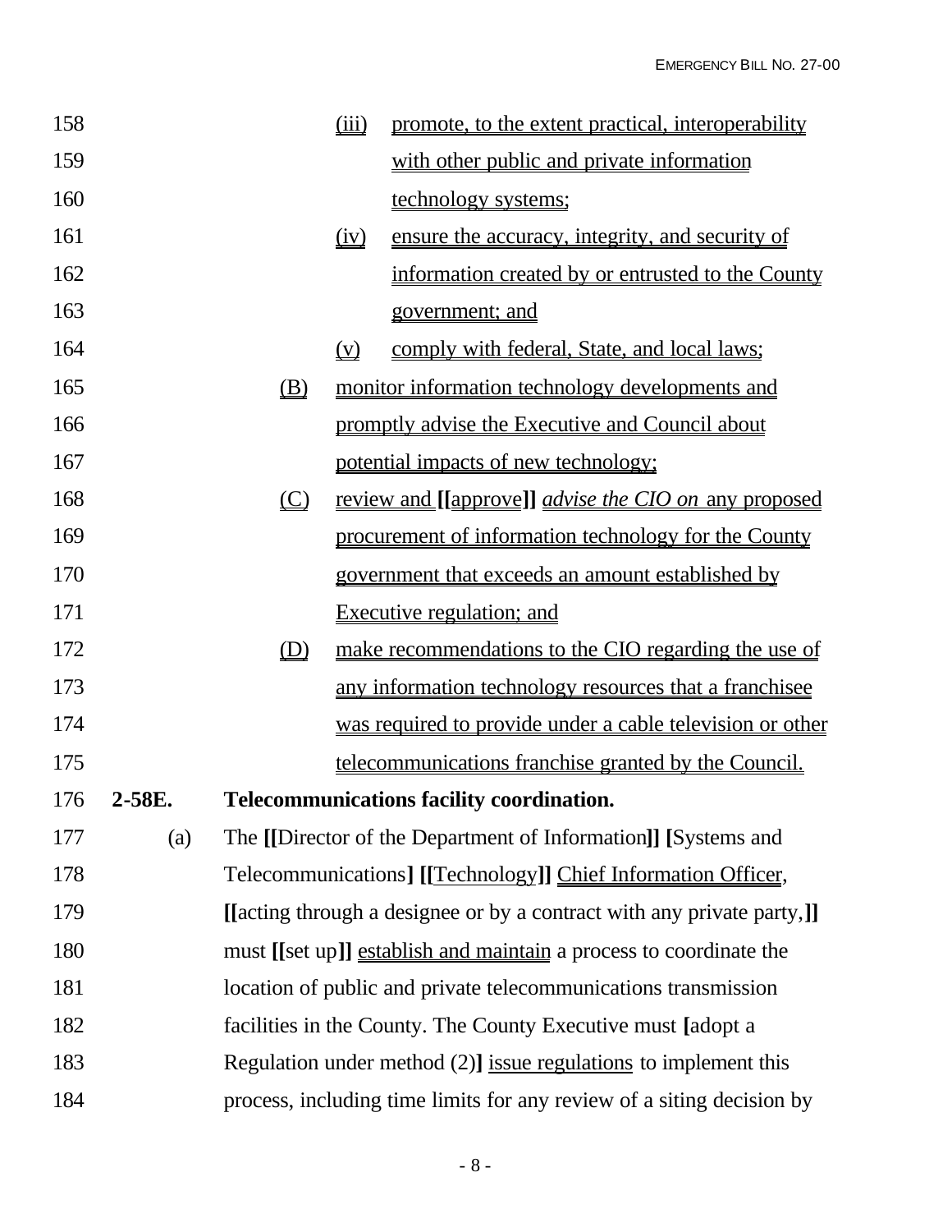(iii) promote, to the extent practical, interoperability with other public and private information technology systems;

(iv) ensure the accuracy, integrity, and security of information created by or entrusted to the County government; and

(v) comply with federal, State, and local laws;

(B) monitor information technology developments and promptly advise the Executive and Council about potential impacts of new technology;

(C) review and **[[**approve**]]** *advise the CIO on* any proposed procurement of information technology for the County government that exceeds an amount established by Executive regulation; and

(D) make recommendations to the CIO regarding the use of any information technology resources that a franchisee was required to provide under a cable television or other telecommunications franchise granted by the Council.

**2-58E. Telecommunications facility coordination.**

(a) The **[[**Director of the Department of Information**]]** **[**Systems and Telecommunications**]** **[[**Technology**]]** Chief Information Officer, **[[**acting through a designee or by a contract with any private party,**]]** must **[[**set up**]]** establish and maintain a process to coordinate the location of public and private telecommunications transmission facilities in the County. The County Executive must **[**adopt a Regulation under method (2)**]** issue regulations to implement this process, including time limits for any review of a siting decision by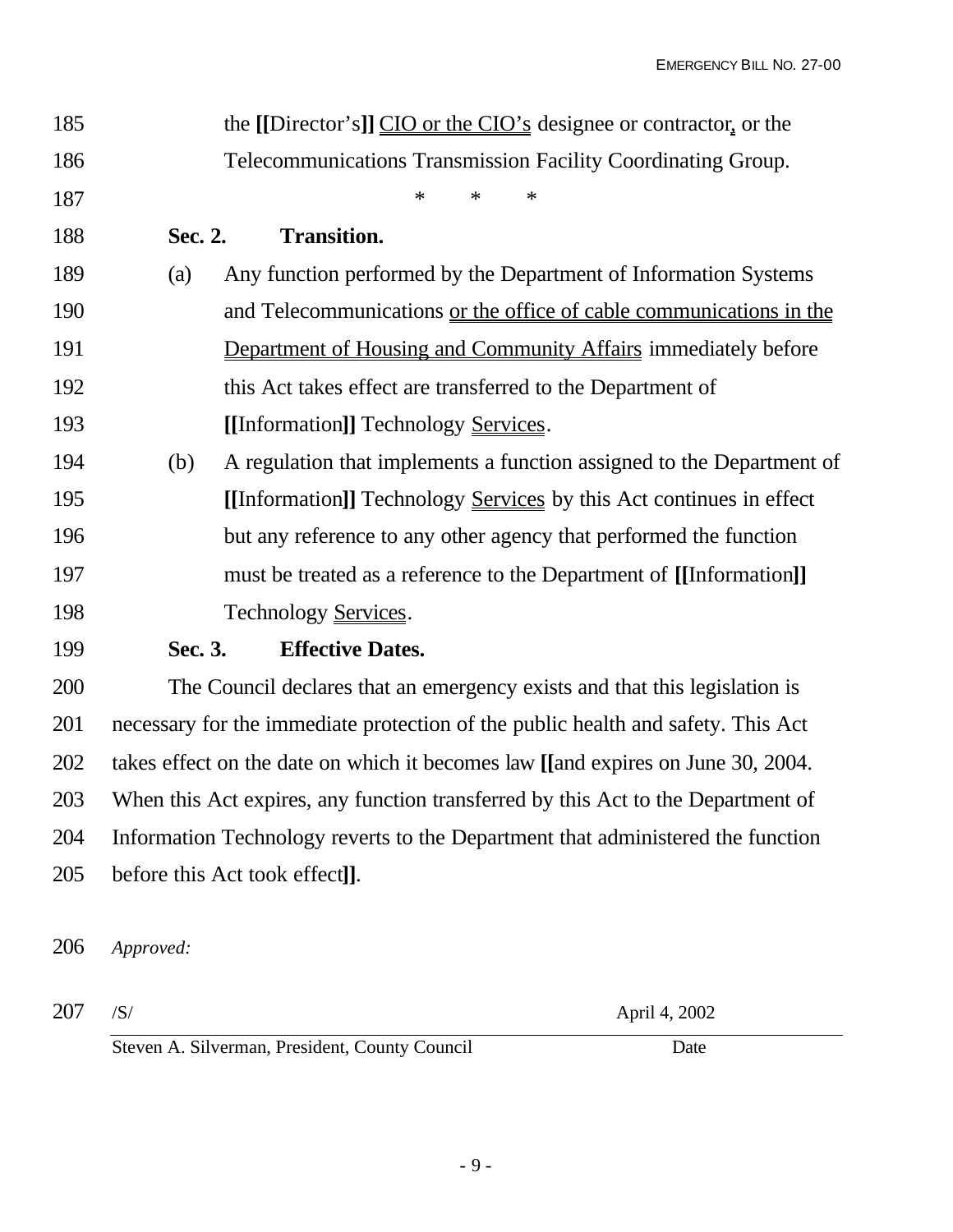185 the **[[**Director's**]]** CIO or the CIO's designee or contractor, or the
186 Telecommunications Transmission Facility Coordinating Group.

187 * * *

188 **Sec. 2. Transition.**

189 (a) Any function performed by the Department of Information Systems
190 and Telecommunications or the office of cable communications in the
191 Department of Housing and Community Affairs immediately before
192 this Act takes effect are transferred to the Department of
193 **[[**Information**]]** Technology Services.

194 (b) A regulation that implements a function assigned to the Department of
195 **[[**Information**]]** Technology Services by this Act continues in effect
196 but any reference to any other agency that performed the function
197 must be treated as a reference to the Department of **[[**Information**]]**
198 Technology Services.

199 **Sec. 3. Effective Dates.**

200 The Council declares that an emergency exists and that this legislation is
201 necessary for the immediate protection of the public health and safety. This Act
202 takes effect on the date on which it becomes law **[[**and expires on June 30, 2004.
203 When this Act expires, any function transferred by this Act to the Department of
204 Information Technology reverts to the Department that administered the function
205 before this Act took effect**]]**.

206 *Approved:*

207 /S/ April 4, 2002

Steven A. Silverman, President, County Council Date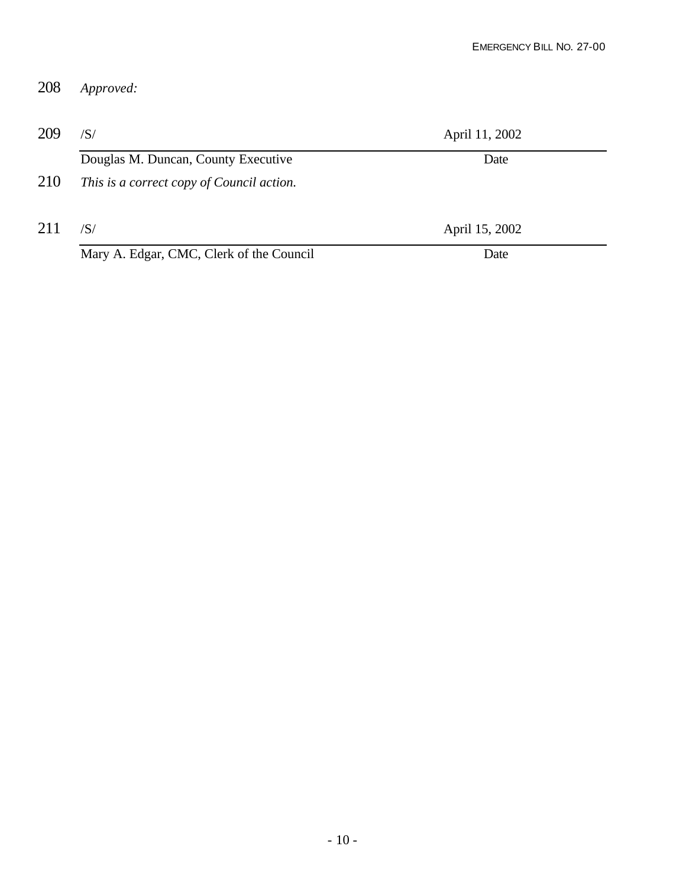208 *Approved:*

209 /S/ April 11, 2002

Douglas M. Duncan, County Executive Date

210 *This is a correct copy of Council action.*

211 /S/ April 15, 2002

Mary A. Edgar, CMC, Clerk of the Council Date